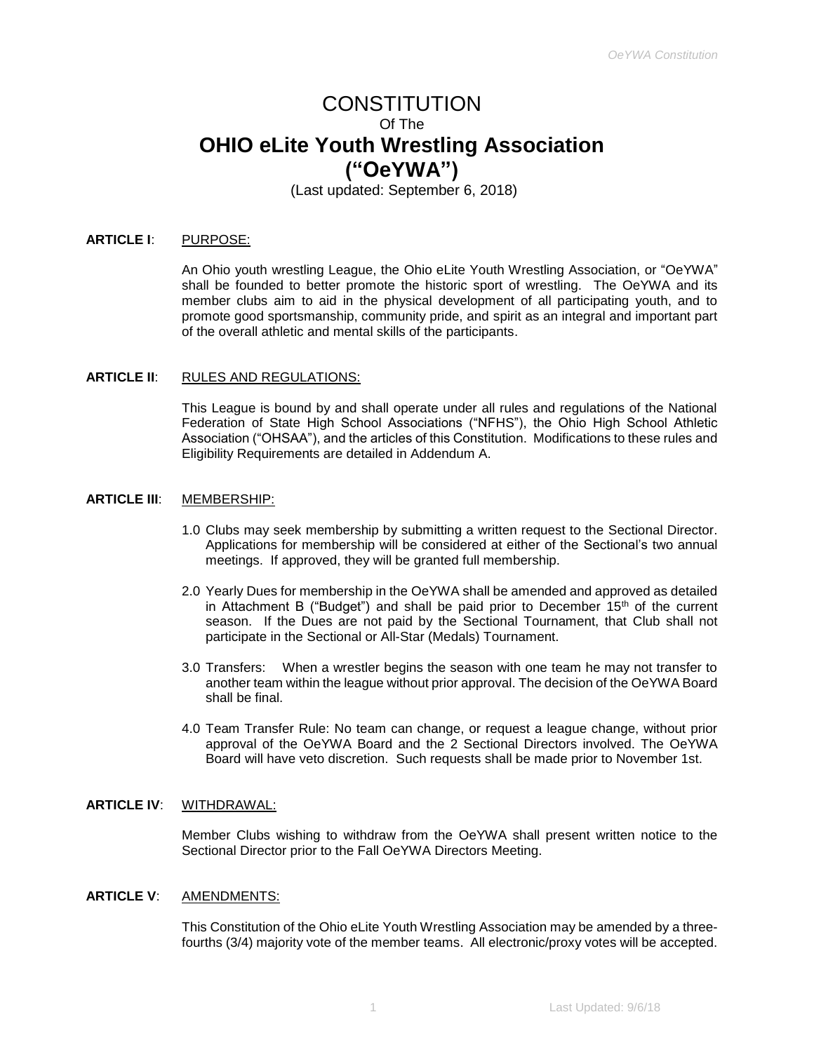# CONSTITUTION

Of The

# OHIO eLite Youth Wrestling Association ("OeYWA")

(Last updated: September 6, 2018)

**ARTICLE I**: PURPOSE:

An Ohio youth wrestling League, the Ohio eLite Youth Wrestling Association, or "OeYWA" shall be founded to better promote the historic sport of wrestling. The OeYWA and its member clubs aim to aid in the physical development of all participating youth, and to promote good sportsmanship, community pride, and spirit as an integral and important part of the overall athletic and mental skills of the participants.

**ARTICLE II**: RULES AND REGULATIONS:

This League is bound by and shall operate under all rules and regulations of the National Federation of State High School Associations ("NFHS"), the Ohio High School Athletic Association ("OHSAA"), and the articles of this Constitution. Modifications to these rules and Eligibility Requirements are detailed in Addendum A.

**ARTICLE III**: MEMBERSHIP:

1.0 Clubs may seek membership by submitting a written request to the Sectional Director. Applications for membership will be considered at either of the Sectional's two annual meetings. If approved, they will be granted full membership.

2.0 Yearly Dues for membership in the OeYWA shall be amended and approved as detailed in Attachment B ("Budget") and shall be paid prior to December 15th of the current season. If the Dues are not paid by the Sectional Tournament, that Club shall not participate in the Sectional or All-Star (Medals) Tournament.

3.0 Transfers: When a wrestler begins the season with one team he may not transfer to another team within the league without prior approval. The decision of the OeYWA Board shall be final.

4.0 Team Transfer Rule: No team can change, or request a league change, without prior approval of the OeYWA Board and the 2 Sectional Directors involved. The OeYWA Board will have veto discretion. Such requests shall be made prior to November 1st.

**ARTICLE IV**: WITHDRAWAL:

Member Clubs wishing to withdraw from the OeYWA shall present written notice to the Sectional Director prior to the Fall OeYWA Directors Meeting.

**ARTICLE V**: AMENDMENTS:

This Constitution of the Ohio eLite Youth Wrestling Association may be amended by a three-fourths (3/4) majority vote of the member teams. All electronic/proxy votes will be accepted.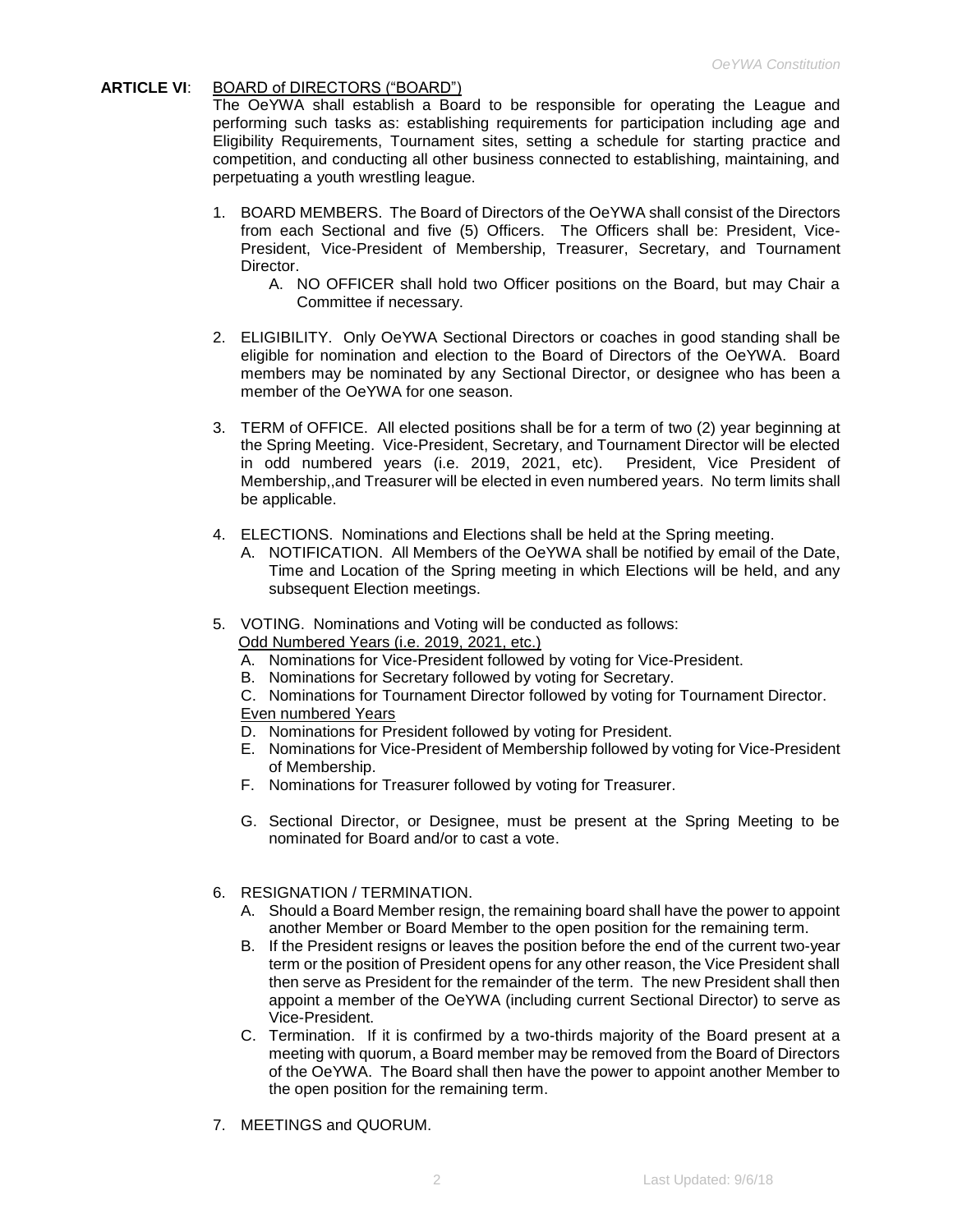**ARTICLE VI**: BOARD of DIRECTORS ("BOARD")

The OeYWA shall establish a Board to be responsible for operating the League and performing such tasks as: establishing requirements for participation including age and Eligibility Requirements, Tournament sites, setting a schedule for starting practice and competition, and conducting all other business connected to establishing, maintaining, and perpetuating a youth wrestling league.

1. BOARD MEMBERS. The Board of Directors of the OeYWA shall consist of the Directors from each Sectional and five (5) Officers. The Officers shall be: President, Vice-President, Vice-President of Membership, Treasurer, Secretary, and Tournament Director.
   A. NO OFFICER shall hold two Officer positions on the Board, but may Chair a Committee if necessary.

2. ELIGIBILITY. Only OeYWA Sectional Directors or coaches in good standing shall be eligible for nomination and election to the Board of Directors of the OeYWA. Board members may be nominated by any Sectional Director, or designee who has been a member of the OeYWA for one season.

3. TERM of OFFICE. All elected positions shall be for a term of two (2) year beginning at the Spring Meeting. Vice-President, Secretary, and Tournament Director will be elected in odd numbered years (i.e. 2019, 2021, etc). President, Vice President of Membership,,and Treasurer will be elected in even numbered years. No term limits shall be applicable.

4. ELECTIONS. Nominations and Elections shall be held at the Spring meeting.
   A. NOTIFICATION. All Members of the OeYWA shall be notified by email of the Date, Time and Location of the Spring meeting in which Elections will be held, and any subsequent Election meetings.

5. VOTING. Nominations and Voting will be conducted as follows:
   Odd Numbered Years (i.e. 2019, 2021, etc.)
   A. Nominations for Vice-President followed by voting for Vice-President.
   B. Nominations for Secretary followed by voting for Secretary.
   C. Nominations for Tournament Director followed by voting for Tournament Director.
   Even numbered Years
   D. Nominations for President followed by voting for President.
   E. Nominations for Vice-President of Membership followed by voting for Vice-President of Membership.
   F. Nominations for Treasurer followed by voting for Treasurer.

   G. Sectional Director, or Designee, must be present at the Spring Meeting to be nominated for Board and/or to cast a vote.

6. RESIGNATION / TERMINATION.
   A. Should a Board Member resign, the remaining board shall have the power to appoint another Member or Board Member to the open position for the remaining term.
   B. If the President resigns or leaves the position before the end of the current two-year term or the position of President opens for any other reason, the Vice President shall then serve as President for the remainder of the term. The new President shall then appoint a member of the OeYWA (including current Sectional Director) to serve as Vice-President.
   C. Termination. If it is confirmed by a two-thirds majority of the Board present at a meeting with quorum, a Board member may be removed from the Board of Directors of the OeYWA. The Board shall then have the power to appoint another Member to the open position for the remaining term.

7. MEETINGS and QUORUM.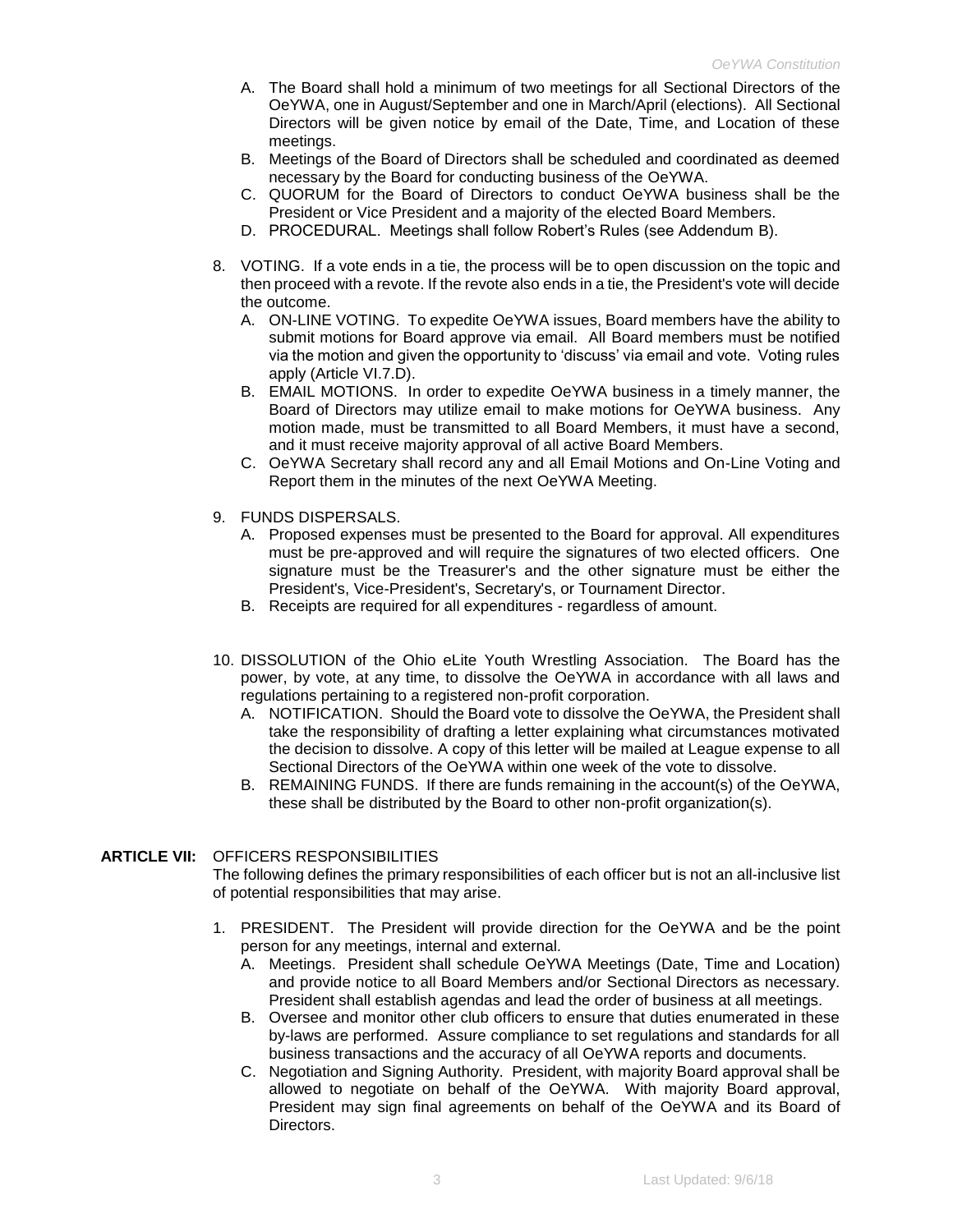A. The Board shall hold a minimum of two meetings for all Sectional Directors of the OeYWA, one in August/September and one in March/April (elections). All Sectional Directors will be given notice by email of the Date, Time, and Location of these meetings.
B. Meetings of the Board of Directors shall be scheduled and coordinated as deemed necessary by the Board for conducting business of the OeYWA.
C. QUORUM for the Board of Directors to conduct OeYWA business shall be the President or Vice President and a majority of the elected Board Members.
D. PROCEDURAL. Meetings shall follow Robert's Rules (see Addendum B).

8. VOTING. If a vote ends in a tie, the process will be to open discussion on the topic and then proceed with a revote. If the revote also ends in a tie, the President's vote will decide the outcome.
   A. ON-LINE VOTING. To expedite OeYWA issues, Board members have the ability to submit motions for Board approve via email. All Board members must be notified via the motion and given the opportunity to 'discuss' via email and vote. Voting rules apply (Article VI.7.D).
   B. EMAIL MOTIONS. In order to expedite OeYWA business in a timely manner, the Board of Directors may utilize email to make motions for OeYWA business. Any motion made, must be transmitted to all Board Members, it must have a second, and it must receive majority approval of all active Board Members.
   C. OeYWA Secretary shall record any and all Email Motions and On-Line Voting and Report them in the minutes of the next OeYWA Meeting.

9. FUNDS DISPERSALS.
   A. Proposed expenses must be presented to the Board for approval. All expenditures must be pre-approved and will require the signatures of two elected officers. One signature must be the Treasurer's and the other signature must be either the President's, Vice-President's, Secretary's, or Tournament Director.
   B. Receipts are required for all expenditures - regardless of amount.

10. DISSOLUTION of the Ohio eLite Youth Wrestling Association. The Board has the power, by vote, at any time, to dissolve the OeYWA in accordance with all laws and regulations pertaining to a registered non-profit corporation.
    A. NOTIFICATION. Should the Board vote to dissolve the OeYWA, the President shall take the responsibility of drafting a letter explaining what circumstances motivated the decision to dissolve. A copy of this letter will be mailed at League expense to all Sectional Directors of the OeYWA within one week of the vote to dissolve.
    B. REMAINING FUNDS. If there are funds remaining in the account(s) of the OeYWA, these shall be distributed by the Board to other non-profit organization(s).

**ARTICLE VII:** OFFICERS RESPONSIBILITIES

The following defines the primary responsibilities of each officer but is not an all-inclusive list of potential responsibilities that may arise.

1. PRESIDENT. The President will provide direction for the OeYWA and be the point person for any meetings, internal and external.
   A. Meetings. President shall schedule OeYWA Meetings (Date, Time and Location) and provide notice to all Board Members and/or Sectional Directors as necessary. President shall establish agendas and lead the order of business at all meetings.
   B. Oversee and monitor other club officers to ensure that duties enumerated in these by-laws are performed. Assure compliance to set regulations and standards for all business transactions and the accuracy of all OeYWA reports and documents.
   C. Negotiation and Signing Authority. President, with majority Board approval shall be allowed to negotiate on behalf of the OeYWA. With majority Board approval, President may sign final agreements on behalf of the OeYWA and its Board of Directors.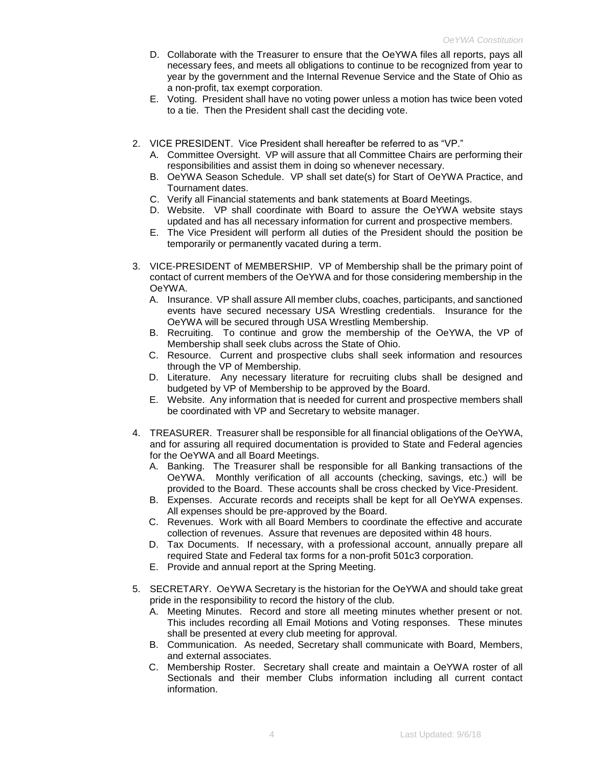D. Collaborate with the Treasurer to ensure that the OeYWA files all reports, pays all necessary fees, and meets all obligations to continue to be recognized from year to year by the government and the Internal Revenue Service and the State of Ohio as a non-profit, tax exempt corporation.
E. Voting. President shall have no voting power unless a motion has twice been voted to a tie. Then the President shall cast the deciding vote.

2. VICE PRESIDENT. Vice President shall hereafter be referred to as "VP."
   A. Committee Oversight. VP will assure that all Committee Chairs are performing their responsibilities and assist them in doing so whenever necessary.
   B. OeYWA Season Schedule. VP shall set date(s) for Start of OeYWA Practice, and Tournament dates.
   C. Verify all Financial statements and bank statements at Board Meetings.
   D. Website. VP shall coordinate with Board to assure the OeYWA website stays updated and has all necessary information for current and prospective members.
   E. The Vice President will perform all duties of the President should the position be temporarily or permanently vacated during a term.

3. VICE-PRESIDENT of MEMBERSHIP. VP of Membership shall be the primary point of contact of current members of the OeYWA and for those considering membership in the OeYWA.
   A. Insurance. VP shall assure All member clubs, coaches, participants, and sanctioned events have secured necessary USA Wrestling credentials. Insurance for the OeYWA will be secured through USA Wrestling Membership.
   B. Recruiting. To continue and grow the membership of the OeYWA, the VP of Membership shall seek clubs across the State of Ohio.
   C. Resource. Current and prospective clubs shall seek information and resources through the VP of Membership.
   D. Literature. Any necessary literature for recruiting clubs shall be designed and budgeted by VP of Membership to be approved by the Board.
   E. Website. Any information that is needed for current and prospective members shall be coordinated with VP and Secretary to website manager.

4. TREASURER. Treasurer shall be responsible for all financial obligations of the OeYWA, and for assuring all required documentation is provided to State and Federal agencies for the OeYWA and all Board Meetings.
   A. Banking. The Treasurer shall be responsible for all Banking transactions of the OeYWA. Monthly verification of all accounts (checking, savings, etc.) will be provided to the Board. These accounts shall be cross checked by Vice-President.
   B. Expenses. Accurate records and receipts shall be kept for all OeYWA expenses. All expenses should be pre-approved by the Board.
   C. Revenues. Work with all Board Members to coordinate the effective and accurate collection of revenues. Assure that revenues are deposited within 48 hours.
   D. Tax Documents. If necessary, with a professional account, annually prepare all required State and Federal tax forms for a non-profit 501c3 corporation.
   E. Provide and annual report at the Spring Meeting.

5. SECRETARY. OeYWA Secretary is the historian for the OeYWA and should take great pride in the responsibility to record the history of the club.
   A. Meeting Minutes. Record and store all meeting minutes whether present or not. This includes recording all Email Motions and Voting responses. These minutes shall be presented at every club meeting for approval.
   B. Communication. As needed, Secretary shall communicate with Board, Members, and external associates.
   C. Membership Roster. Secretary shall create and maintain a OeYWA roster of all Sectionals and their member Clubs information including all current contact information.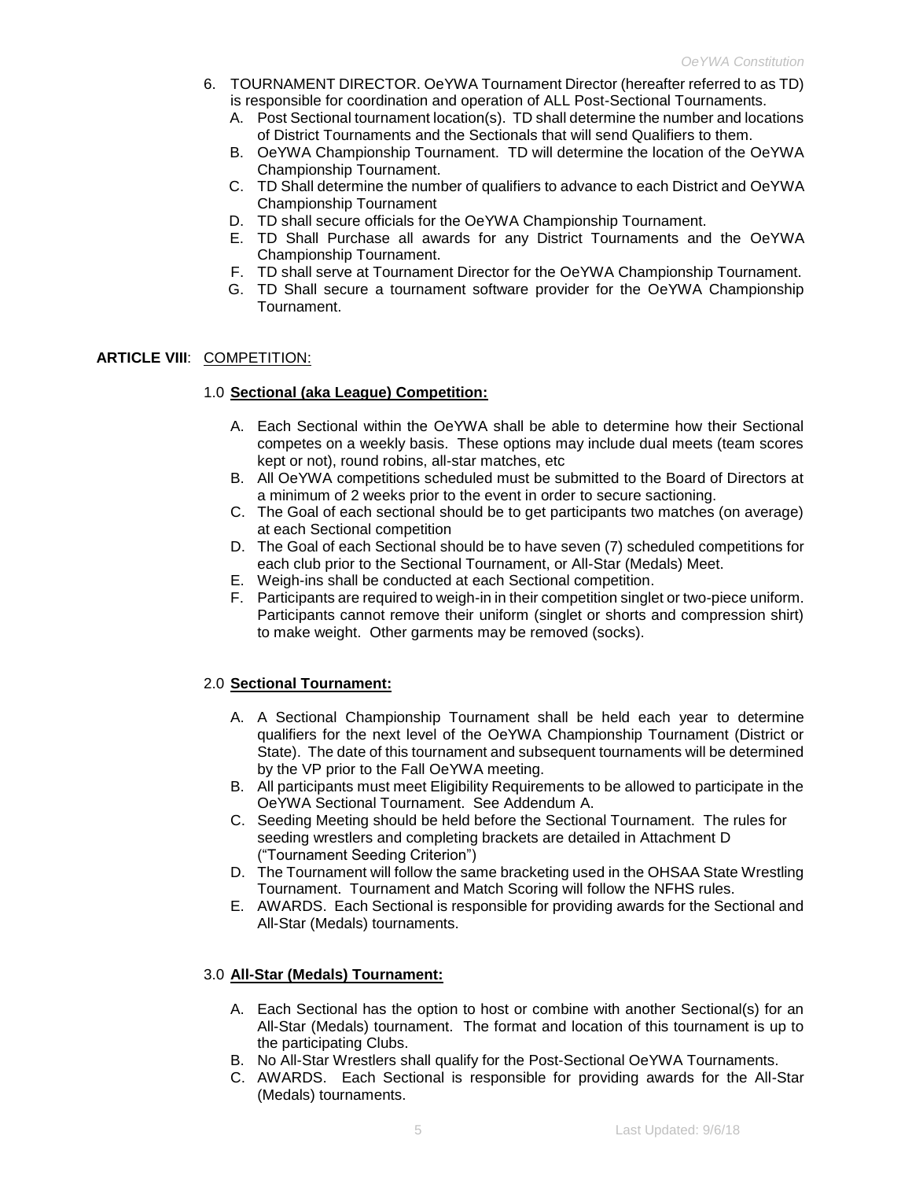6. TOURNAMENT DIRECTOR. OeYWA Tournament Director (hereafter referred to as TD) is responsible for coordination and operation of ALL Post-Sectional Tournaments.
   A. Post Sectional tournament location(s). TD shall determine the number and locations of District Tournaments and the Sectionals that will send Qualifiers to them.
   B. OeYWA Championship Tournament. TD will determine the location of the OeYWA Championship Tournament.
   C. TD Shall determine the number of qualifiers to advance to each District and OeYWA Championship Tournament
   D. TD shall secure officials for the OeYWA Championship Tournament.
   E. TD Shall Purchase all awards for any District Tournaments and the OeYWA Championship Tournament.
   F. TD shall serve at Tournament Director for the OeYWA Championship Tournament.
   G. TD Shall secure a tournament software provider for the OeYWA Championship Tournament.

**ARTICLE VIII**: COMPETITION:

1.0 **Sectional (aka League) Competition:**

A. Each Sectional within the OeYWA shall be able to determine how their Sectional competes on a weekly basis. These options may include dual meets (team scores kept or not), round robins, all-star matches, etc
B. All OeYWA competitions scheduled must be submitted to the Board of Directors at a minimum of 2 weeks prior to the event in order to secure sactioning.
C. The Goal of each sectional should be to get participants two matches (on average) at each Sectional competition
D. The Goal of each Sectional should be to have seven (7) scheduled competitions for each club prior to the Sectional Tournament, or All-Star (Medals) Meet.
E. Weigh-ins shall be conducted at each Sectional competition.
F. Participants are required to weigh-in in their competition singlet or two-piece uniform. Participants cannot remove their uniform (singlet or shorts and compression shirt) to make weight. Other garments may be removed (socks).

2.0 **Sectional Tournament:**

A. A Sectional Championship Tournament shall be held each year to determine qualifiers for the next level of the OeYWA Championship Tournament (District or State). The date of this tournament and subsequent tournaments will be determined by the VP prior to the Fall OeYWA meeting.
B. All participants must meet Eligibility Requirements to be allowed to participate in the OeYWA Sectional Tournament. See Addendum A.
C. Seeding Meeting should be held before the Sectional Tournament. The rules for seeding wrestlers and completing brackets are detailed in Attachment D ("Tournament Seeding Criterion")
D. The Tournament will follow the same bracketing used in the OHSAA State Wrestling Tournament. Tournament and Match Scoring will follow the NFHS rules.
E. AWARDS. Each Sectional is responsible for providing awards for the Sectional and All-Star (Medals) tournaments.

3.0 **All-Star (Medals) Tournament:**

A. Each Sectional has the option to host or combine with another Sectional(s) for an All-Star (Medals) tournament. The format and location of this tournament is up to the participating Clubs.
B. No All-Star Wrestlers shall qualify for the Post-Sectional OeYWA Tournaments.
C. AWARDS. Each Sectional is responsible for providing awards for the All-Star (Medals) tournaments.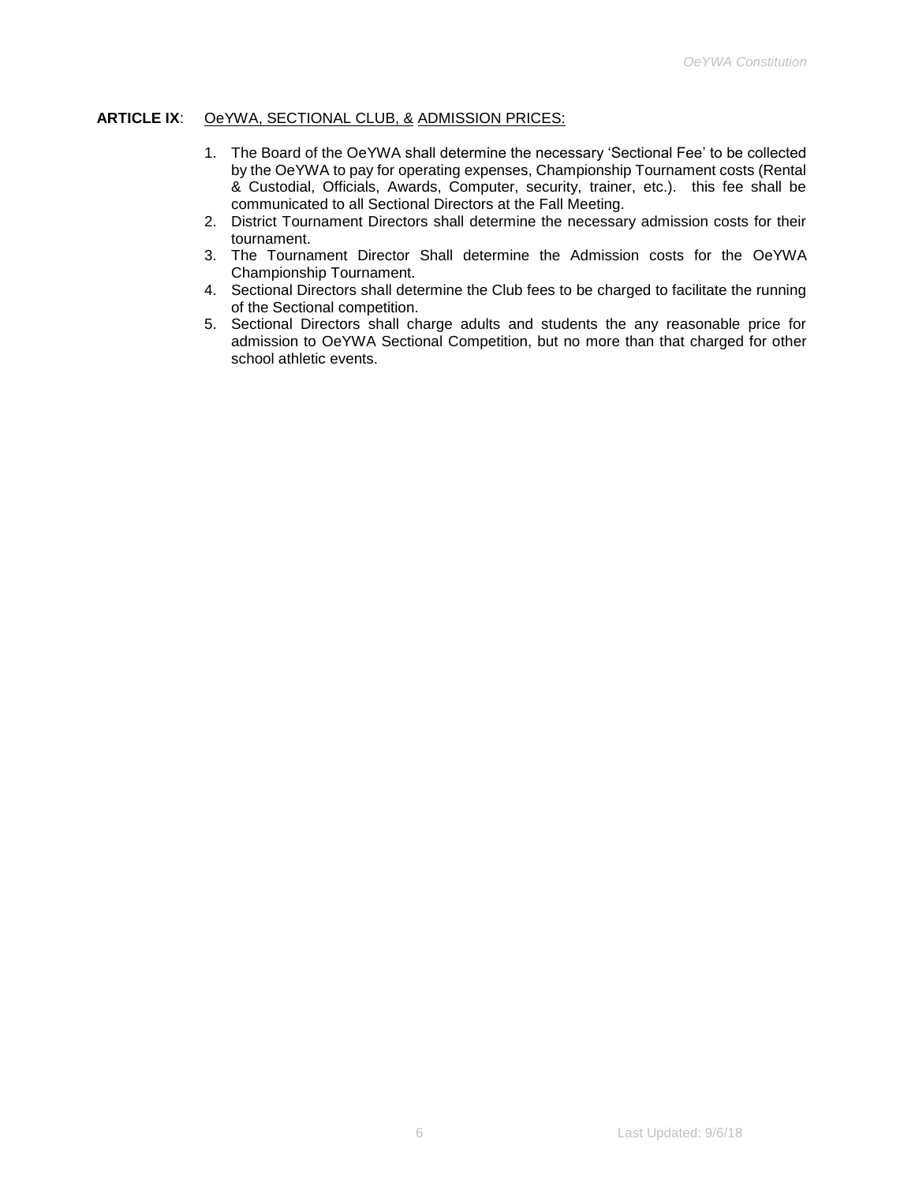**ARTICLE IX**: OeYWA, SECTIONAL CLUB, & ADMISSION PRICES:

1. The Board of the OeYWA shall determine the necessary 'Sectional Fee' to be collected by the OeYWA to pay for operating expenses, Championship Tournament costs (Rental & Custodial, Officials, Awards, Computer, security, trainer, etc.). this fee shall be communicated to all Sectional Directors at the Fall Meeting.
2. District Tournament Directors shall determine the necessary admission costs for their tournament.
3. The Tournament Director Shall determine the Admission costs for the OeYWA Championship Tournament.
4. Sectional Directors shall determine the Club fees to be charged to facilitate the running of the Sectional competition.
5. Sectional Directors shall charge adults and students the any reasonable price for admission to OeYWA Sectional Competition, but no more than that charged for other school athletic events.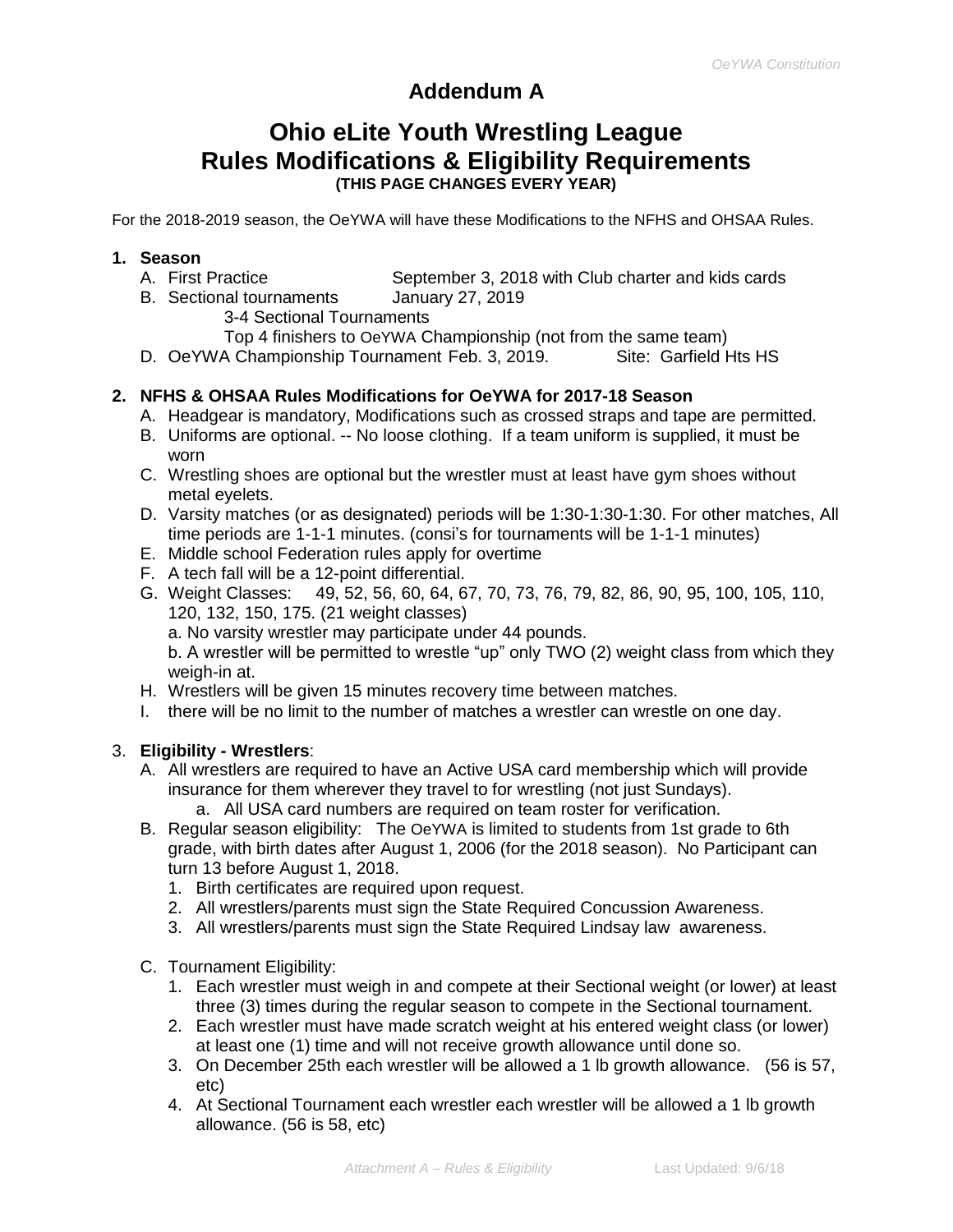# Addendum A

# Ohio eLite Youth Wrestling League
# Rules Modifications & Eligibility Requirements

**(THIS PAGE CHANGES EVERY YEAR)**

For the 2018-2019 season, the OeYWA will have these Modifications to the NFHS and OHSAA Rules.

1. **Season**
   - A. First Practice September 3, 2018 with Club charter and kids cards
   - B. Sectional tournaments January 27, 2019
     - 3-4 Sectional Tournaments
     - Top 4 finishers to OeYWA Championship (not from the same team)
   - D. OeYWA Championship Tournament Feb. 3, 2019. Site: Garfield Hts HS

2. **NFHS & OHSAA Rules Modifications for OeYWA for 2017-18 Season**
   - A. Headgear is mandatory, Modifications such as crossed straps and tape are permitted.
   - B. Uniforms are optional. -- No loose clothing. If a team uniform is supplied, it must be worn
   - C. Wrestling shoes are optional but the wrestler must at least have gym shoes without metal eyelets.
   - D. Varsity matches (or as designated) periods will be 1:30-1:30-1:30. For other matches, All time periods are 1-1-1 minutes. (consi's for tournaments will be 1-1-1 minutes)
   - E. Middle school Federation rules apply for overtime
   - F. A tech fall will be a 12-point differential.
   - G. Weight Classes: 49, 52, 56, 60, 64, 67, 70, 73, 76, 79, 82, 86, 90, 95, 100, 105, 110, 120, 132, 150, 175. (21 weight classes)
     - a. No varsity wrestler may participate under 44 pounds.
     - b. A wrestler will be permitted to wrestle "up" only TWO (2) weight class from which they weigh-in at.
   - H. Wrestlers will be given 15 minutes recovery time between matches.
   - I. there will be no limit to the number of matches a wrestler can wrestle on one day.

3. **Eligibility - Wrestlers**:
   - A. All wrestlers are required to have an Active USA card membership which will provide insurance for them wherever they travel to for wrestling (not just Sundays).
     - a. All USA card numbers are required on team roster for verification.
   - B. Regular season eligibility: The OeYWA is limited to students from 1st grade to 6th grade, with birth dates after August 1, 2006 (for the 2018 season). No Participant can turn 13 before August 1, 2018.
     1. Birth certificates are required upon request.
     2. All wrestlers/parents must sign the State Required Concussion Awareness.
     3. All wrestlers/parents must sign the State Required Lindsay law awareness.
   - C. Tournament Eligibility:
     1. Each wrestler must weigh in and compete at their Sectional weight (or lower) at least three (3) times during the regular season to compete in the Sectional tournament.
     2. Each wrestler must have made scratch weight at his entered weight class (or lower) at least one (1) time and will not receive growth allowance until done so.
     3. On December 25th each wrestler will be allowed a 1 lb growth allowance. (56 is 57, etc)
     4. At Sectional Tournament each wrestler each wrestler will be allowed a 1 lb growth allowance. (56 is 58, etc)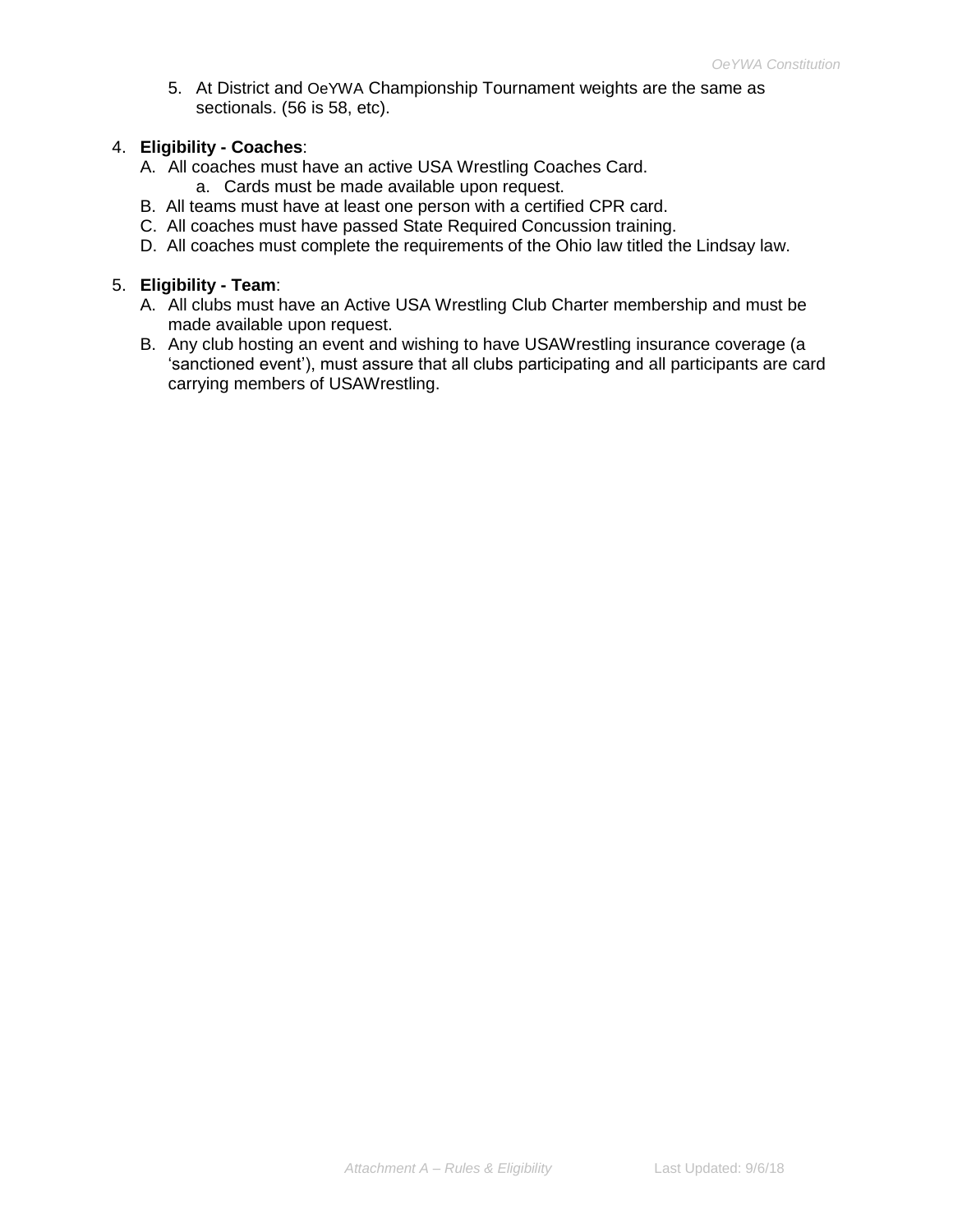5. At District and OeYWA Championship Tournament weights are the same as sectionals. (56 is 58, etc).

4. **Eligibility - Coaches**:
   A. All coaches must have an active USA Wrestling Coaches Card.
      a. Cards must be made available upon request.
   B. All teams must have at least one person with a certified CPR card.
   C. All coaches must have passed State Required Concussion training.
   D. All coaches must complete the requirements of the Ohio law titled the Lindsay law.

5. **Eligibility - Team**:
   A. All clubs must have an Active USA Wrestling Club Charter membership and must be made available upon request.
   B. Any club hosting an event and wishing to have USAWrestling insurance coverage (a 'sanctioned event'), must assure that all clubs participating and all participants are card carrying members of USAWrestling.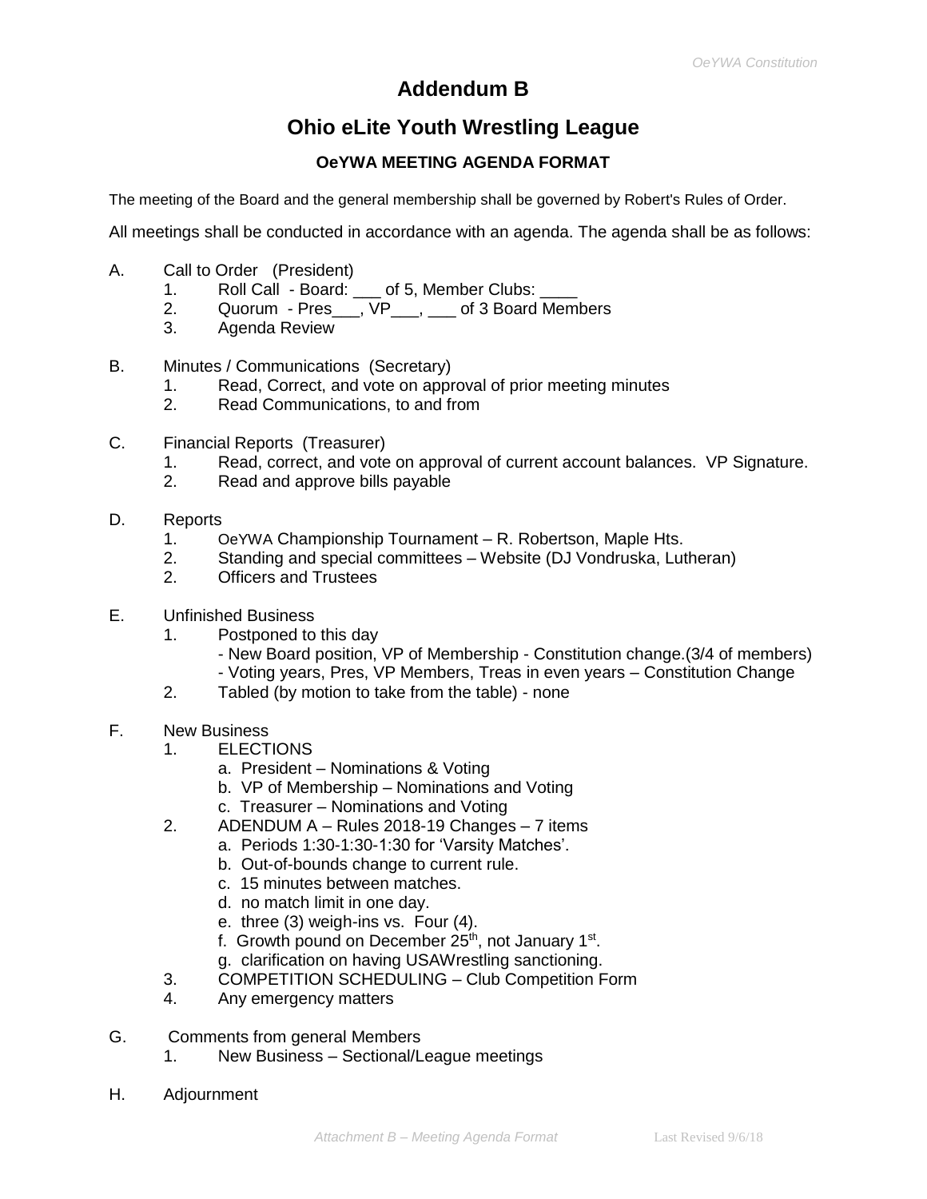# Addendum B

## Ohio eLite Youth Wrestling League

### OeYWA MEETING AGENDA FORMAT

The meeting of the Board and the general membership shall be governed by Robert's Rules of Order.

All meetings shall be conducted in accordance with an agenda. The agenda shall be as follows:

A. Call to Order (President)
   1. Roll Call - Board: ___ of 5, Member Clubs: ____
   2. Quorum - Pres___, VP___, ___ of 3 Board Members
   3. Agenda Review

B. Minutes / Communications (Secretary)
   1. Read, Correct, and vote on approval of prior meeting minutes
   2. Read Communications, to and from

C. Financial Reports (Treasurer)
   1. Read, correct, and vote on approval of current account balances. VP Signature.
   2. Read and approve bills payable

D. Reports
   1. OeYWA Championship Tournament – R. Robertson, Maple Hts.
   2. Standing and special committees – Website (DJ Vondruska, Lutheran)
   2. Officers and Trustees

E. Unfinished Business
   1. Postponed to this day
      - New Board position, VP of Membership - Constitution change.(3/4 of members)
      - Voting years, Pres, VP Members, Treas in even years – Constitution Change
   2. Tabled (by motion to take from the table) - none

F. New Business
   1. ELECTIONS
      a. President – Nominations & Voting
      b. VP of Membership – Nominations and Voting
      c. Treasurer – Nominations and Voting
   2. ADENDUM A – Rules 2018-19 Changes – 7 items
      a. Periods 1:30-1:30-1:30 for 'Varsity Matches'.
      b. Out-of-bounds change to current rule.
      c. 15 minutes between matches.
      d. no match limit in one day.
      e. three (3) weigh-ins vs. Four (4).
      f. Growth pound on December 25th, not January 1st.
      g. clarification on having USAWrestling sanctioning.
   3. COMPETITION SCHEDULING – Club Competition Form
   4. Any emergency matters

G. Comments from general Members
   1. New Business – Sectional/League meetings

H. Adjournment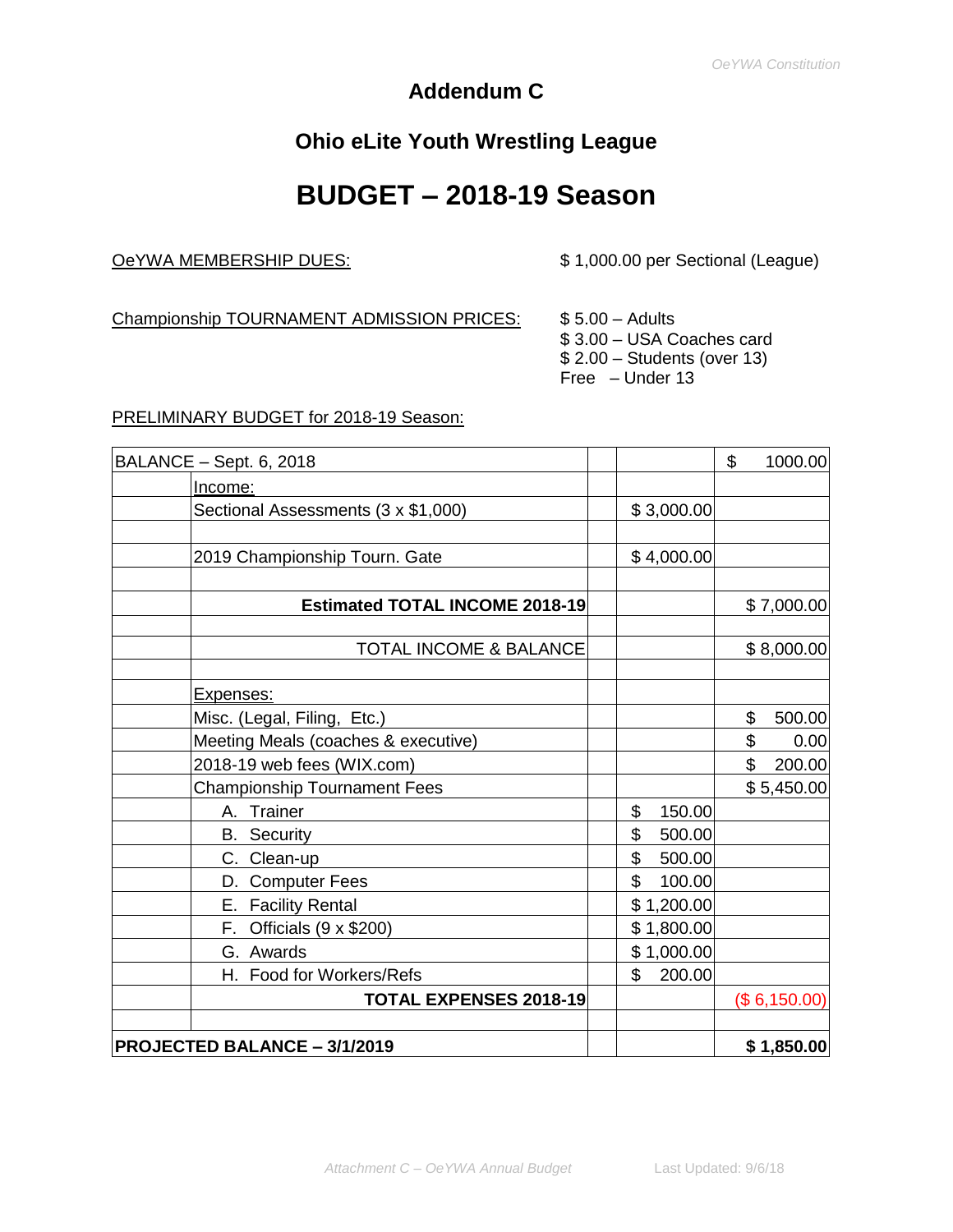# Addendum C

## Ohio eLite Youth Wrestling League

# BUDGET – 2018-19 Season

OeYWA MEMBERSHIP DUES: $ 1,000.00 per Sectional (League)

Championship TOURNAMENT ADMISSION PRICES:
$ 5.00 – Adults
$ 3.00 – USA Coaches card
$ 2.00 – Students (over 13)
Free – Under 13

PRELIMINARY BUDGET for 2018-19 Season:

| | | | | |
|---|---|---|---|---|
| BALANCE – Sept. 6, 2018 | | | | $ 1000.00 |
| | Income: | | | |
| | Sectional Assessments (3 x $1,000) | | $ 3,000.00 | |
| | | | | |
| | 2019 Championship Tourn. Gate | | $ 4,000.00 | |
| | | | | |
| | **Estimated TOTAL INCOME 2018-19** | | | $ 7,000.00 |
| | | | | |
| | TOTAL INCOME & BALANCE | | | $ 8,000.00 |
| | | | | |
| | Expenses: | | | |
| | Misc. (Legal, Filing, Etc.) | | | $ 500.00 |
| | Meeting Meals (coaches & executive) | | | $ 0.00 |
| | 2018-19 web fees (WIX.com) | | | $ 200.00 |
| | Championship Tournament Fees | | | $ 5,450.00 |
| | A. Trainer | | $ 150.00 | |
| | B. Security | | $ 500.00 | |
| | C. Clean-up | | $ 500.00 | |
| | D. Computer Fees | | $ 100.00 | |
| | E. Facility Rental | | $ 1,200.00 | |
| | F. Officials (9 x $200) | | $ 1,800.00 | |
| | G. Awards | | $ 1,000.00 | |
| | H. Food for Workers/Refs | | $ 200.00 | |
| | **TOTAL EXPENSES 2018-19** | | | ($ 6,150.00) |
| | | | | |
| **PROJECTED BALANCE – 3/1/2019** | | | | **$ 1,850.00** |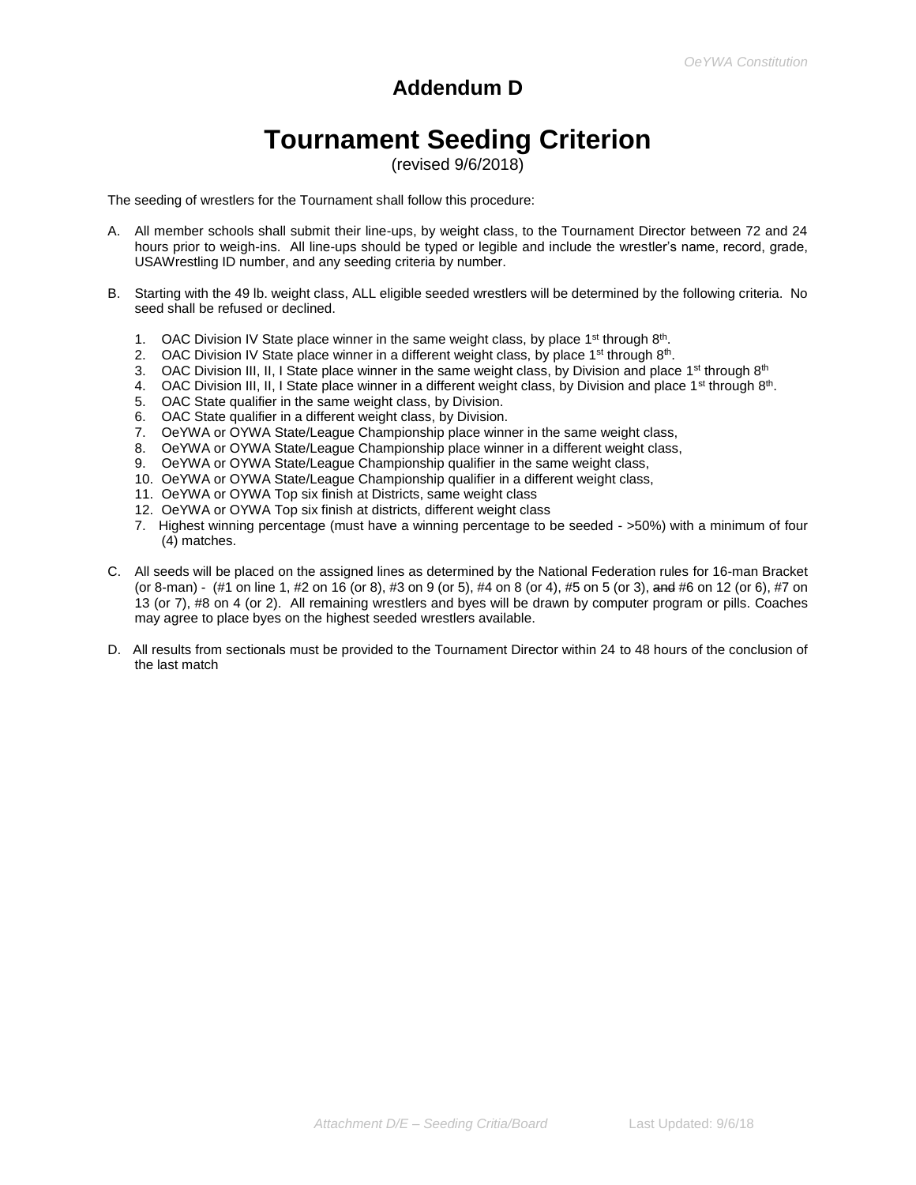# Addendum D

# Tournament Seeding Criterion

(revised 9/6/2018)

The seeding of wrestlers for the Tournament shall follow this procedure:

A. All member schools shall submit their line-ups, by weight class, to the Tournament Director between 72 and 24 hours prior to weigh-ins. All line-ups should be typed or legible and include the wrestler's name, record, grade, USAWrestling ID number, and any seeding criteria by number.

B. Starting with the 49 lb. weight class, ALL eligible seeded wrestlers will be determined by the following criteria. No seed shall be refused or declined.

1. OAC Division IV State place winner in the same weight class, by place 1st through 8th.
2. OAC Division IV State place winner in a different weight class, by place 1st through 8th.
3. OAC Division III, II, I State place winner in the same weight class, by Division and place 1st through 8th
4. OAC Division III, II, I State place winner in a different weight class, by Division and place 1st through 8th.
5. OAC State qualifier in the same weight class, by Division.
6. OAC State qualifier in a different weight class, by Division.
7. OeYWA or OYWA State/League Championship place winner in the same weight class,
8. OeYWA or OYWA State/League Championship place winner in a different weight class,
9. OeYWA or OYWA State/League Championship qualifier in the same weight class,
10. OeYWA or OYWA State/League Championship qualifier in a different weight class,
11. OeYWA or OYWA Top six finish at Districts, same weight class
12. OeYWA or OYWA Top six finish at districts, different weight class

7. Highest winning percentage (must have a winning percentage to be seeded - >50%) with a minimum of four (4) matches.

C. All seeds will be placed on the assigned lines as determined by the National Federation rules for 16-man Bracket (or 8-man) - (#1 on line 1, #2 on 16 (or 8), #3 on 9 (or 5), #4 on 8 (or 4), #5 on 5 (or 3), ~~and~~ #6 on 12 (or 6), #7 on 13 (or 7), #8 on 4 (or 2). All remaining wrestlers and byes will be drawn by computer program or pills. Coaches may agree to place byes on the highest seeded wrestlers available.

D. All results from sectionals must be provided to the Tournament Director within 24 to 48 hours of the conclusion of the last match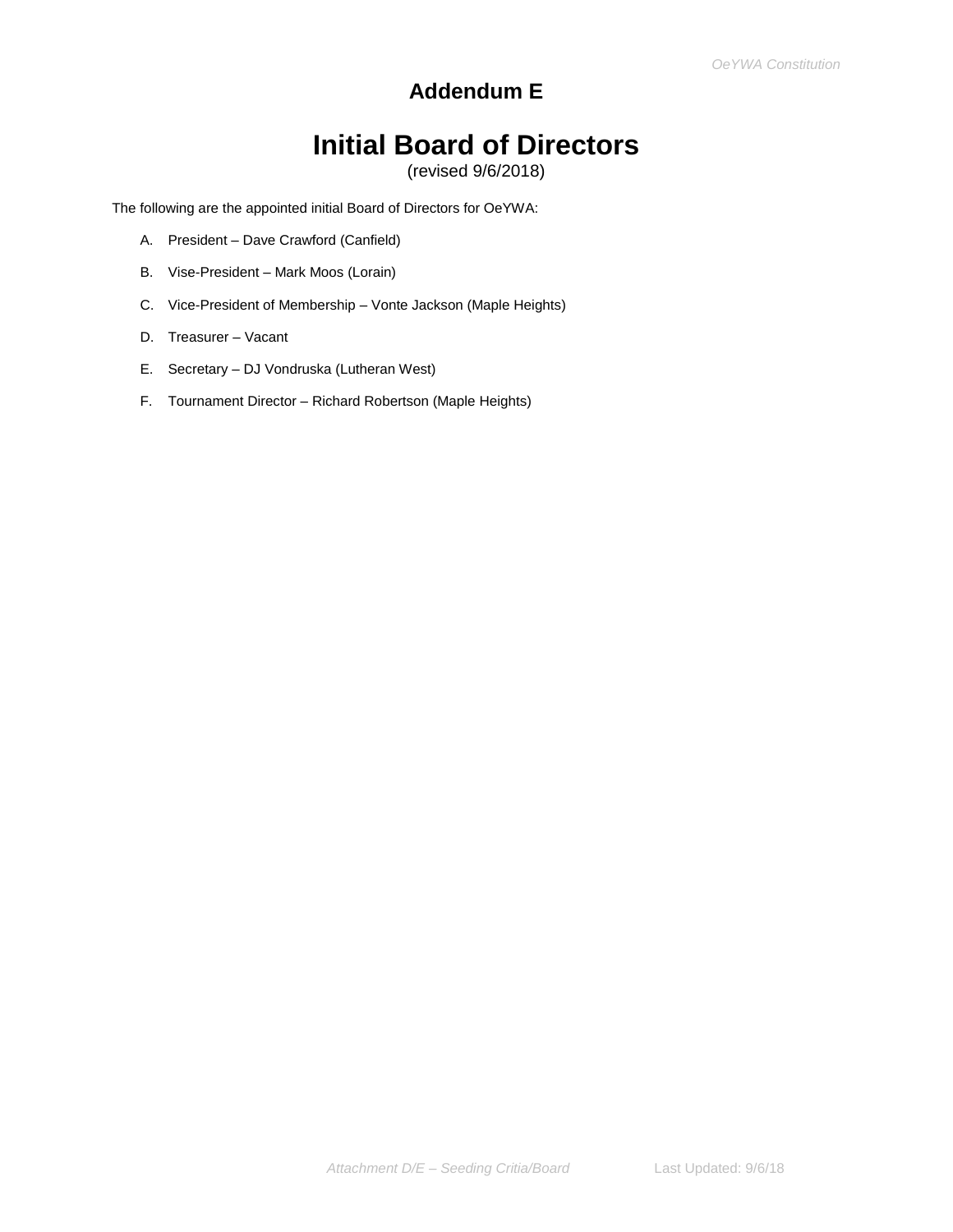# Addendum E

# Initial Board of Directors

(revised 9/6/2018)

The following are the appointed initial Board of Directors for OeYWA:

A. President – Dave Crawford (Canfield)

B. Vise-President – Mark Moos (Lorain)

C. Vice-President of Membership – Vonte Jackson (Maple Heights)

D. Treasurer – Vacant

E. Secretary – DJ Vondruska (Lutheran West)

F. Tournament Director – Richard Robertson (Maple Heights)